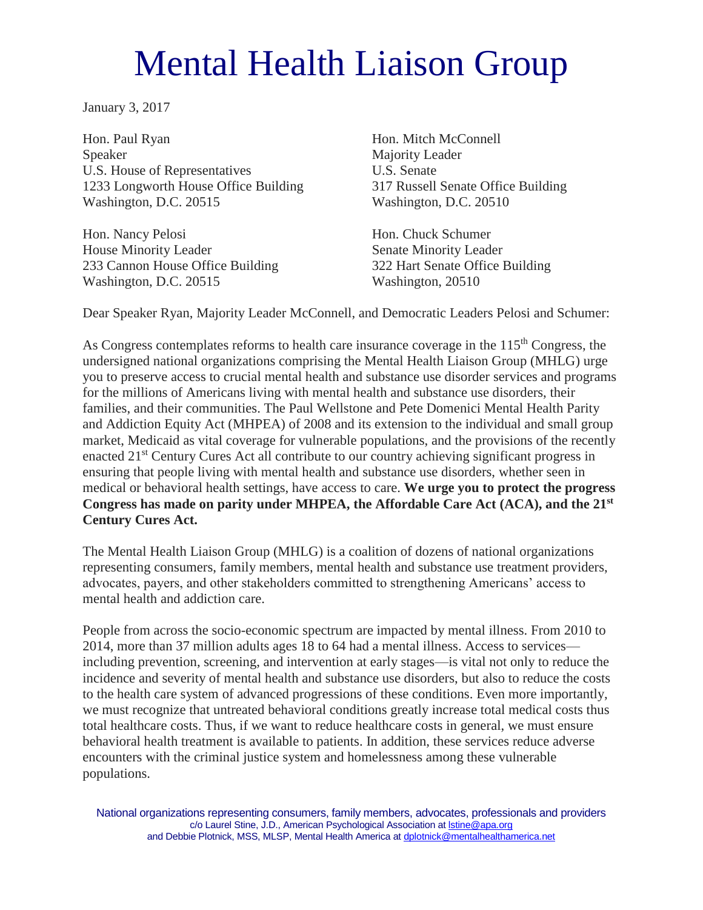# Mental Health Liaison Group

January 3, 2017

Hon. Paul Ryan
Speaker
U.S. House of Representatives
1233 Longworth House Office Building
Washington, D.C. 20515

Hon. Mitch McConnell
Majority Leader
U.S. Senate
317 Russell Senate Office Building
Washington, D.C. 20510

Hon. Nancy Pelosi
House Minority Leader
233 Cannon House Office Building
Washington, D.C. 20515

Hon. Chuck Schumer
Senate Minority Leader
322 Hart Senate Office Building
Washington, 20510

Dear Speaker Ryan, Majority Leader McConnell, and Democratic Leaders Pelosi and Schumer:

As Congress contemplates reforms to health care insurance coverage in the 115th Congress, the undersigned national organizations comprising the Mental Health Liaison Group (MHLG) urge you to preserve access to crucial mental health and substance use disorder services and programs for the millions of Americans living with mental health and substance use disorders, their families, and their communities. The Paul Wellstone and Pete Domenici Mental Health Parity and Addiction Equity Act (MHPEA) of 2008 and its extension to the individual and small group market, Medicaid as vital coverage for vulnerable populations, and the provisions of the recently enacted 21st Century Cures Act all contribute to our country achieving significant progress in ensuring that people living with mental health and substance use disorders, whether seen in medical or behavioral health settings, have access to care. **We urge you to protect the progress Congress has made on parity under MHPEA, the Affordable Care Act (ACA), and the 21st Century Cures Act.**

The Mental Health Liaison Group (MHLG) is a coalition of dozens of national organizations representing consumers, family members, mental health and substance use treatment providers, advocates, payers, and other stakeholders committed to strengthening Americans' access to mental health and addiction care.

People from across the socio-economic spectrum are impacted by mental illness. From 2010 to 2014, more than 37 million adults ages 18 to 64 had a mental illness. Access to services—including prevention, screening, and intervention at early stages—is vital not only to reduce the incidence and severity of mental health and substance use disorders, but also to reduce the costs to the health care system of advanced progressions of these conditions. Even more importantly, we must recognize that untreated behavioral conditions greatly increase total medical costs thus total healthcare costs. Thus, if we want to reduce healthcare costs in general, we must ensure behavioral health treatment is available to patients. In addition, these services reduce adverse encounters with the criminal justice system and homelessness among these vulnerable populations.

National organizations representing consumers, family members, advocates, professionals and providers
c/o Laurel Stine, J.D., American Psychological Association at lstine@apa.org
and Debbie Plotnick, MSS, MLSP, Mental Health America at dplotnick@mentalhealthamerica.net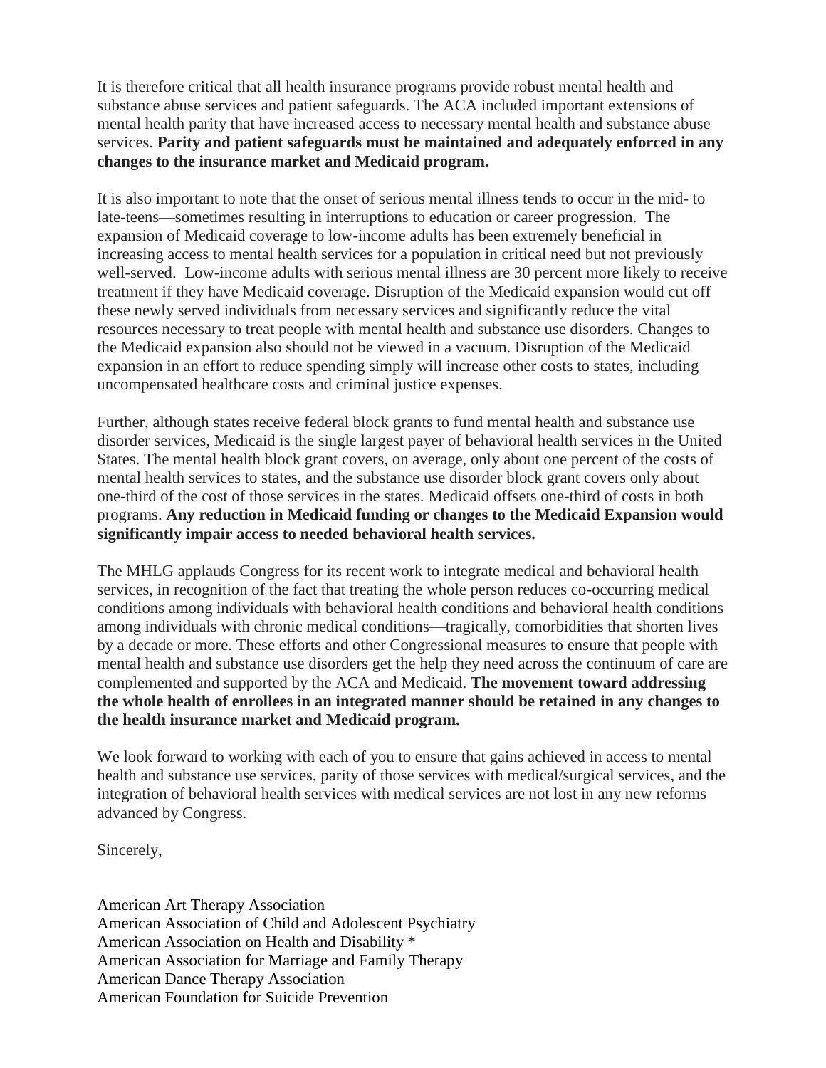It is therefore critical that all health insurance programs provide robust mental health and substance abuse services and patient safeguards. The ACA included important extensions of mental health parity that have increased access to necessary mental health and substance abuse services. **Parity and patient safeguards must be maintained and adequately enforced in any changes to the insurance market and Medicaid program.**

It is also important to note that the onset of serious mental illness tends to occur in the mid- to late-teens—sometimes resulting in interruptions to education or career progression. The expansion of Medicaid coverage to low-income adults has been extremely beneficial in increasing access to mental health services for a population in critical need but not previously well-served. Low-income adults with serious mental illness are 30 percent more likely to receive treatment if they have Medicaid coverage. Disruption of the Medicaid expansion would cut off these newly served individuals from necessary services and significantly reduce the vital resources necessary to treat people with mental health and substance use disorders. Changes to the Medicaid expansion also should not be viewed in a vacuum. Disruption of the Medicaid expansion in an effort to reduce spending simply will increase other costs to states, including uncompensated healthcare costs and criminal justice expenses.

Further, although states receive federal block grants to fund mental health and substance use disorder services, Medicaid is the single largest payer of behavioral health services in the United States. The mental health block grant covers, on average, only about one percent of the costs of mental health services to states, and the substance use disorder block grant covers only about one-third of the cost of those services in the states. Medicaid offsets one-third of costs in both programs. **Any reduction in Medicaid funding or changes to the Medicaid Expansion would significantly impair access to needed behavioral health services.**

The MHLG applauds Congress for its recent work to integrate medical and behavioral health services, in recognition of the fact that treating the whole person reduces co-occurring medical conditions among individuals with behavioral health conditions and behavioral health conditions among individuals with chronic medical conditions—tragically, comorbidities that shorten lives by a decade or more. These efforts and other Congressional measures to ensure that people with mental health and substance use disorders get the help they need across the continuum of care are complemented and supported by the ACA and Medicaid. **The movement toward addressing the whole health of enrollees in an integrated manner should be retained in any changes to the health insurance market and Medicaid program.**

We look forward to working with each of you to ensure that gains achieved in access to mental health and substance use services, parity of those services with medical/surgical services, and the integration of behavioral health services with medical services are not lost in any new reforms advanced by Congress.

Sincerely,

American Art Therapy Association
American Association of Child and Adolescent Psychiatry
American Association on Health and Disability *
American Association for Marriage and Family Therapy
American Dance Therapy Association
American Foundation for Suicide Prevention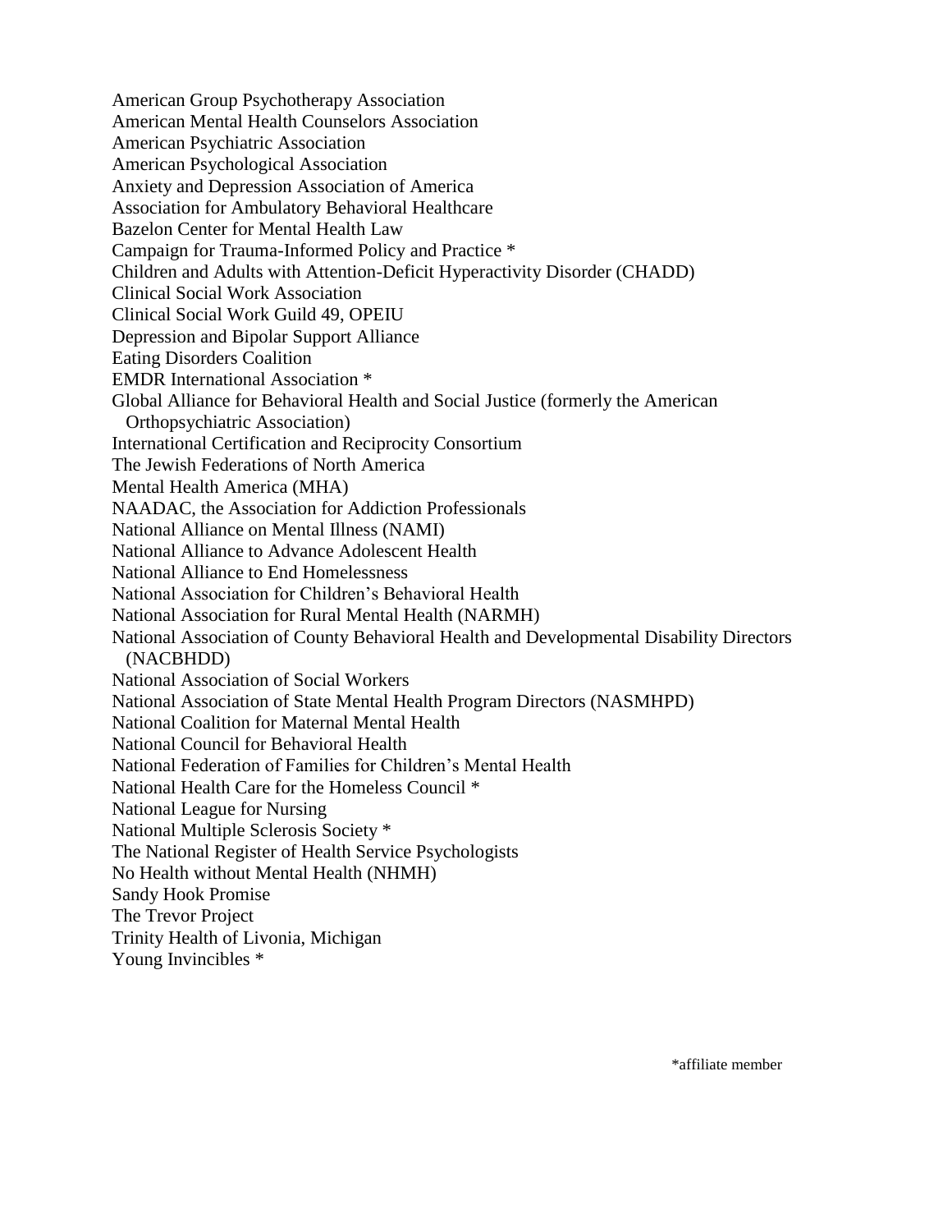American Group Psychotherapy Association
American Mental Health Counselors Association
American Psychiatric Association
American Psychological Association
Anxiety and Depression Association of America
Association for Ambulatory Behavioral Healthcare
Bazelon Center for Mental Health Law
Campaign for Trauma-Informed Policy and Practice *
Children and Adults with Attention-Deficit Hyperactivity Disorder (CHADD)
Clinical Social Work Association
Clinical Social Work Guild 49, OPEIU
Depression and Bipolar Support Alliance
Eating Disorders Coalition
EMDR International Association *
Global Alliance for Behavioral Health and Social Justice (formerly the American Orthopsychiatric Association)
International Certification and Reciprocity Consortium
The Jewish Federations of North America
Mental Health America (MHA)
NAADAC, the Association for Addiction Professionals
National Alliance on Mental Illness (NAMI)
National Alliance to Advance Adolescent Health
National Alliance to End Homelessness
National Association for Children's Behavioral Health
National Association for Rural Mental Health (NARMH)
National Association of County Behavioral Health and Developmental Disability Directors (NACBHDD)
National Association of Social Workers
National Association of State Mental Health Program Directors (NASMHPD)
National Coalition for Maternal Mental Health
National Council for Behavioral Health
National Federation of Families for Children's Mental Health
National Health Care for the Homeless Council *
National League for Nursing
National Multiple Sclerosis Society *
The National Register of Health Service Psychologists
No Health without Mental Health (NHMH)
Sandy Hook Promise
The Trevor Project
Trinity Health of Livonia, Michigan
Young Invincibles *

*affiliate member